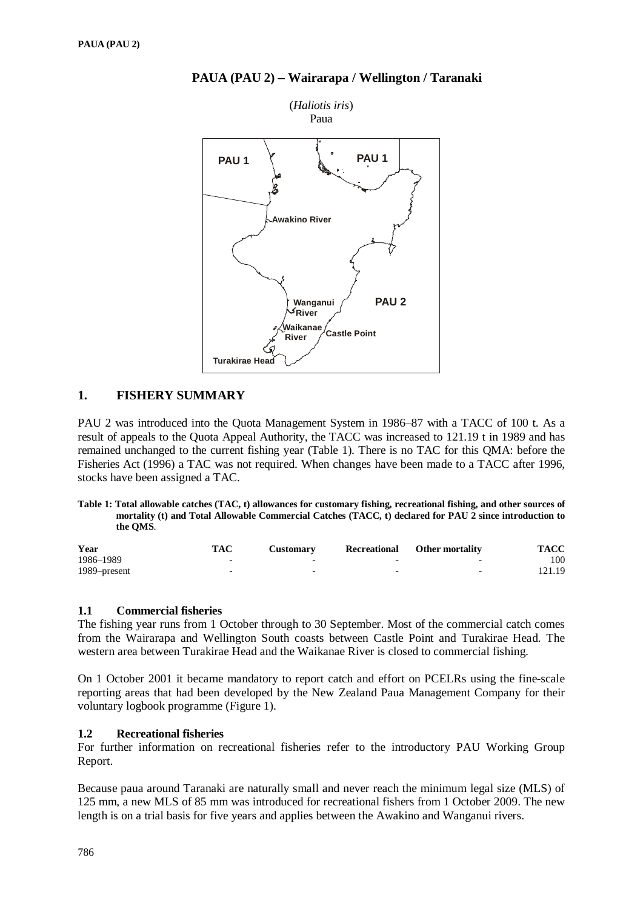# PAUA (PAU 2) – Wairarapa / Wellington / Taranaki

(*Haliotis iris*)
Paua

## 1. FISHERY SUMMARY

PAU 2 was introduced into the Quota Management System in 1986–87 with a TACC of 100 t. As a result of appeals to the Quota Appeal Authority, the TACC was increased to 121.19 t in 1989 and has remained unchanged to the current fishing year (Table 1). There is no TAC for this QMA: before the Fisheries Act (1996) a TAC was not required. When changes have been made to a TACC after 1996, stocks have been assigned a TAC.

**Table 1: Total allowable catches (TAC, t) allowances for customary fishing, recreational fishing, and other sources of mortality (t) and Total Allowable Commercial Catches (TACC, t) declared for PAU 2 since introduction to the QMS.**

| Year | TAC | Customary | Recreational | Other mortality | TACC |
|---|---|---|---|---|---|
| 1986–1989 | - | - | - | - | 100 |
| 1989–present | - | - | - | - | 121.19 |

### 1.1 Commercial fisheries

The fishing year runs from 1 October through to 30 September. Most of the commercial catch comes from the Wairarapa and Wellington South coasts between Castle Point and Turakirae Head. The western area between Turakirae Head and the Waikanae River is closed to commercial fishing.

On 1 October 2001 it became mandatory to report catch and effort on PCELRs using the fine-scale reporting areas that had been developed by the New Zealand Paua Management Company for their voluntary logbook programme (Figure 1).

### 1.2 Recreational fisheries

For further information on recreational fisheries refer to the introductory PAU Working Group Report.

Because paua around Taranaki are naturally small and never reach the minimum legal size (MLS) of 125 mm, a new MLS of 85 mm was introduced for recreational fishers from 1 October 2009. The new length is on a trial basis for five years and applies between the Awakino and Wanganui rivers.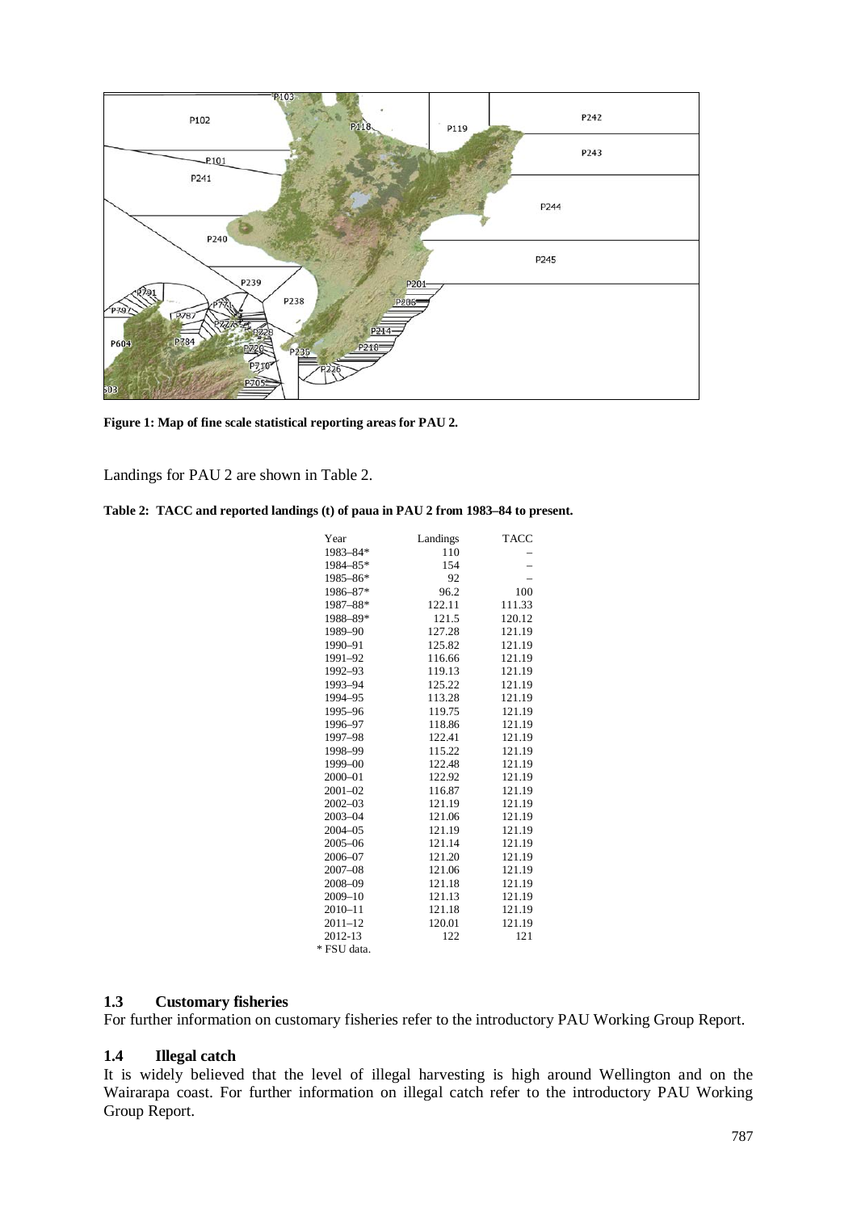**Figure 1: Map of fine scale statistical reporting areas for PAU 2.**

Landings for PAU 2 are shown in Table 2.

**Table 2: TACC and reported landings (t) of paua in PAU 2 from 1983–84 to present.**

| Year | Landings | TACC |
|---|---|---|
| 1983–84* | 110 | – |
| 1984–85* | 154 | – |
| 1985–86* | 92 | – |
| 1986–87* | 96.2 | 100 |
| 1987–88* | 122.11 | 111.33 |
| 1988–89* | 121.5 | 120.12 |
| 1989–90 | 127.28 | 121.19 |
| 1990–91 | 125.82 | 121.19 |
| 1991–92 | 116.66 | 121.19 |
| 1992–93 | 119.13 | 121.19 |
| 1993–94 | 125.22 | 121.19 |
| 1994–95 | 113.28 | 121.19 |
| 1995–96 | 119.75 | 121.19 |
| 1996–97 | 118.86 | 121.19 |
| 1997–98 | 122.41 | 121.19 |
| 1998–99 | 115.22 | 121.19 |
| 1999–00 | 122.48 | 121.19 |
| 2000–01 | 122.92 | 121.19 |
| 2001–02 | 116.87 | 121.19 |
| 2002–03 | 121.19 | 121.19 |
| 2003–04 | 121.06 | 121.19 |
| 2004–05 | 121.19 | 121.19 |
| 2005–06 | 121.14 | 121.19 |
| 2006–07 | 121.20 | 121.19 |
| 2007–08 | 121.06 | 121.19 |
| 2008–09 | 121.18 | 121.19 |
| 2009–10 | 121.13 | 121.19 |
| 2010–11 | 121.18 | 121.19 |
| 2011–12 | 120.01 | 121.19 |
| 2012-13 | 122 | 121 |

\* FSU data.

### 1.3 Customary fisheries

For further information on customary fisheries refer to the introductory PAU Working Group Report.

### 1.4 Illegal catch

It is widely believed that the level of illegal harvesting is high around Wellington and on the Wairarapa coast. For further information on illegal catch refer to the introductory PAU Working Group Report.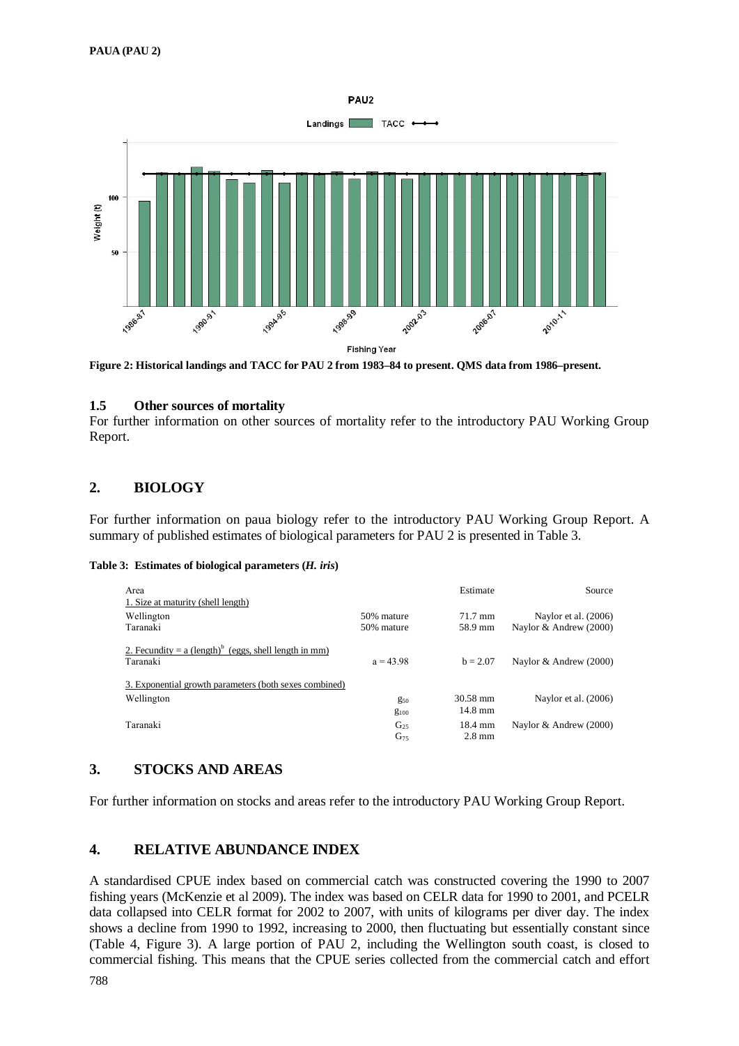Figure 2: Historical landings and TACC for PAU 2 from 1983–84 to present. QMS data from 1986–present.

### 1.5 Other sources of mortality

For further information on other sources of mortality refer to the introductory PAU Working Group Report.

## 2. BIOLOGY

For further information on paua biology refer to the introductory PAU Working Group Report. A summary of published estimates of biological parameters for PAU 2 is presented in Table 3.

**Table 3: Estimates of biological parameters (*H. iris*)**

| Area | | Estimate | Source |
|---|---|---|---|
| 1. Size at maturity (shell length) | | | |
| Wellington | 50% mature | 71.7 mm | Naylor et al. (2006) |
| Taranaki | 50% mature | 58.9 mm | Naylor & Andrew (2000) |
| 2. Fecundity = a (length)$^b$ (eggs, shell length in mm) | | | |
| Taranaki | a = 43.98 | b = 2.07 | Naylor & Andrew (2000) |
| 3. Exponential growth parameters (both sexes combined) | | | |
| Wellington | $g_{50}$ | 30.58 mm | Naylor et al. (2006) |
| | $g_{100}$ | 14.8 mm | |
| Taranaki | $G_{25}$ | 18.4 mm | Naylor & Andrew (2000) |
| | $G_{75}$ | 2.8 mm | |

## 3. STOCKS AND AREAS

For further information on stocks and areas refer to the introductory PAU Working Group Report.

## 4. RELATIVE ABUNDANCE INDEX

A standardised CPUE index based on commercial catch was constructed covering the 1990 to 2007 fishing years (McKenzie et al 2009). The index was based on CELR data for 1990 to 2001, and PCELR data collapsed into CELR format for 2002 to 2007, with units of kilograms per diver day. The index shows a decline from 1990 to 1992, increasing to 2000, then fluctuating but essentially constant since (Table 4, Figure 3). A large portion of PAU 2, including the Wellington south coast, is closed to commercial fishing. This means that the CPUE series collected from the commercial catch and effort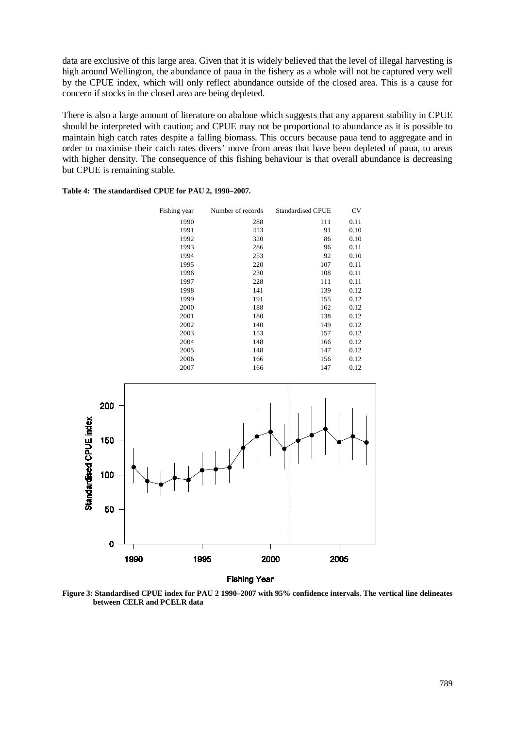data are exclusive of this large area. Given that it is widely believed that the level of illegal harvesting is high around Wellington, the abundance of paua in the fishery as a whole will not be captured very well by the CPUE index, which will only reflect abundance outside of the closed area. This is a cause for concern if stocks in the closed area are being depleted.

There is also a large amount of literature on abalone which suggests that any apparent stability in CPUE should be interpreted with caution; and CPUE may not be proportional to abundance as it is possible to maintain high catch rates despite a falling biomass. This occurs because paua tend to aggregate and in order to maximise their catch rates divers' move from areas that have been depleted of paua, to areas with higher density. The consequence of this fishing behaviour is that overall abundance is decreasing but CPUE is remaining stable.

**Table 4: The standardised CPUE for PAU 2, 1990–2007.**

| Fishing year | Number of records | Standardised CPUE | CV |
|---|---|---|---|
| 1990 | 288 | 111 | 0.11 |
| 1991 | 413 | 91 | 0.10 |
| 1992 | 320 | 86 | 0.10 |
| 1993 | 286 | 96 | 0.11 |
| 1994 | 253 | 92 | 0.10 |
| 1995 | 220 | 107 | 0.11 |
| 1996 | 230 | 108 | 0.11 |
| 1997 | 228 | 111 | 0.11 |
| 1998 | 141 | 139 | 0.12 |
| 1999 | 191 | 155 | 0.12 |
| 2000 | 188 | 162 | 0.12 |
| 2001 | 180 | 138 | 0.12 |
| 2002 | 140 | 149 | 0.12 |
| 2003 | 153 | 157 | 0.12 |
| 2004 | 148 | 166 | 0.12 |
| 2005 | 148 | 147 | 0.12 |
| 2006 | 166 | 156 | 0.12 |
| 2007 | 166 | 147 | 0.12 |

**Figure 3: Standardised CPUE index for PAU 2 1990–2007 with 95% confidence intervals. The vertical line delineates between CELR and PCELR data**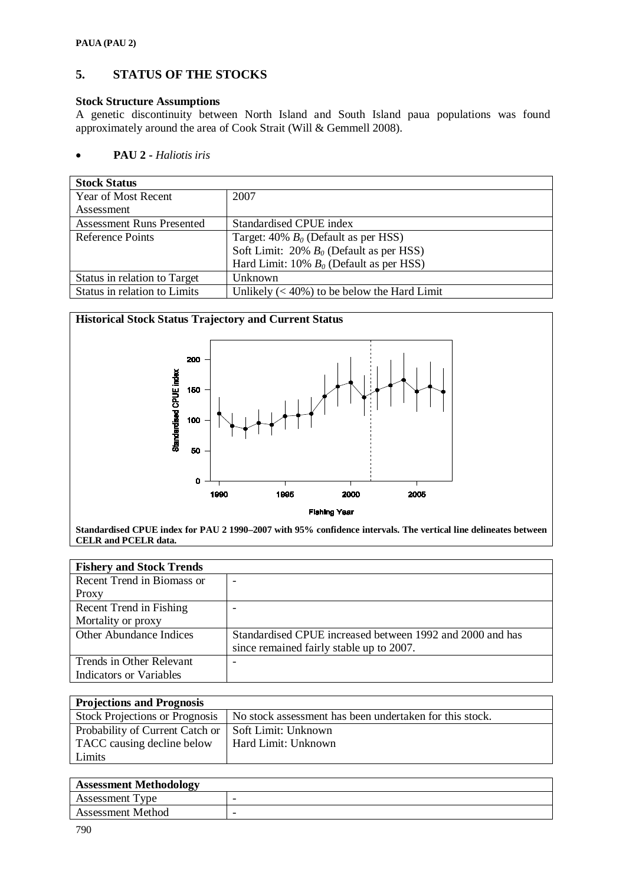## 5. STATUS OF THE STOCKS

**Stock Structure Assumptions**

A genetic discontinuity between North Island and South Island paua populations was found approximately around the area of Cook Strait (Will & Gemmell 2008).

- **PAU 2 -** *Haliotis iris*

| **Stock Status** | |
|---|---|
| Year of Most Recent Assessment | 2007 |
| Assessment Runs Presented | Standardised CPUE index |
| Reference Points | Target: 40% $B_0$ (Default as per HSS)<br>Soft Limit: 20% $B_0$ (Default as per HSS)<br>Hard Limit: 10% $B_0$ (Default as per HSS) |
| Status in relation to Target | Unknown |
| Status in relation to Limits | Unlikely (< 40%) to be below the Hard Limit |

**Historical Stock Status Trajectory and Current Status**

**Standardised CPUE index for PAU 2 1990–2007 with 95% confidence intervals. The vertical line delineates between CELR and PCELR data.**

| **Fishery and Stock Trends** | |
|---|---|
| Recent Trend in Biomass or Proxy | - |
| Recent Trend in Fishing Mortality or proxy | - |
| Other Abundance Indices | Standardised CPUE increased between 1992 and 2000 and has since remained fairly stable up to 2007. |
| Trends in Other Relevant Indicators or Variables | - |

| **Projections and Prognosis** | |
|---|---|
| Stock Projections or Prognosis | No stock assessment has been undertaken for this stock. |
| Probability of Current Catch or TACC causing decline below Limits | Soft Limit: Unknown<br>Hard Limit: Unknown |

| **Assessment Methodology** | |
|---|---|
| Assessment Type | - |
| Assessment Method | - |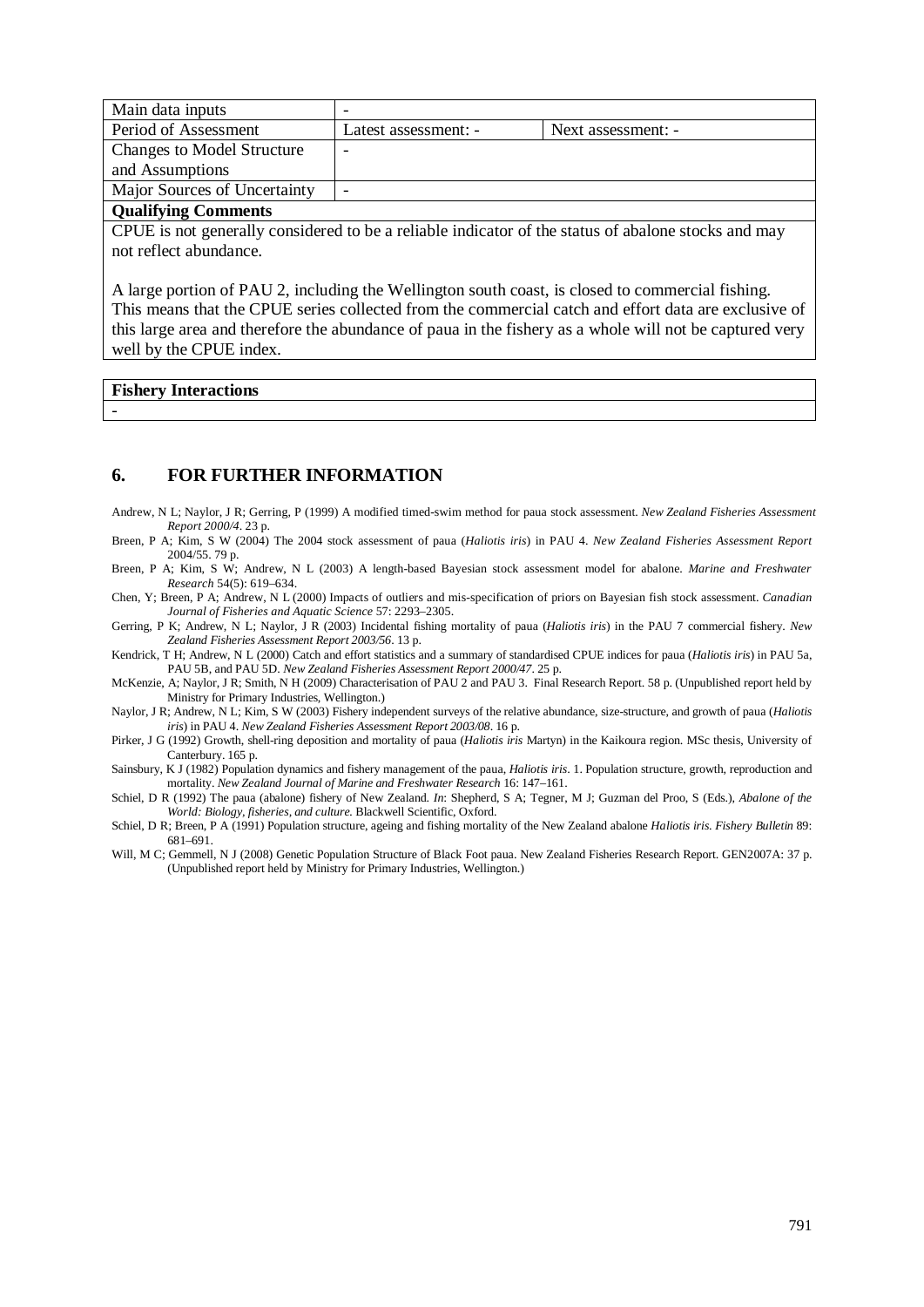| | | |
|---|---|---|
| Main data inputs | - | |
| Period of Assessment | Latest assessment: - | Next assessment: - |
| Changes to Model Structure and Assumptions | - | |
| Major Sources of Uncertainty | - | |

**Qualifying Comments**

CPUE is not generally considered to be a reliable indicator of the status of abalone stocks and may not reflect abundance.

A large portion of PAU 2, including the Wellington south coast, is closed to commercial fishing. This means that the CPUE series collected from the commercial catch and effort data are exclusive of this large area and therefore the abundance of paua in the fishery as a whole will not be captured very well by the CPUE index.

**Fishery Interactions**

-

## 6. FOR FURTHER INFORMATION

Andrew, N L; Naylor, J R; Gerring, P (1999) A modified timed-swim method for paua stock assessment. *New Zealand Fisheries Assessment Report 2000/4*. 23 p.

Breen, P A; Kim, S W (2004) The 2004 stock assessment of paua (*Haliotis iris*) in PAU 4. *New Zealand Fisheries Assessment Report* 2004/55. 79 p.

Breen, P A; Kim, S W; Andrew, N L (2003) A length-based Bayesian stock assessment model for abalone. *Marine and Freshwater Research* 54(5): 619–634.

Chen, Y; Breen, P A; Andrew, N L (2000) Impacts of outliers and mis-specification of priors on Bayesian fish stock assessment. *Canadian Journal of Fisheries and Aquatic Science* 57: 2293–2305.

Gerring, P K; Andrew, N L; Naylor, J R (2003) Incidental fishing mortality of paua (*Haliotis iris*) in the PAU 7 commercial fishery. *New Zealand Fisheries Assessment Report 2003/56*. 13 p.

Kendrick, T H; Andrew, N L (2000) Catch and effort statistics and a summary of standardised CPUE indices for paua (*Haliotis iris*) in PAU 5a, PAU 5B, and PAU 5D. *New Zealand Fisheries Assessment Report 2000/47*. 25 p.

McKenzie, A; Naylor, J R; Smith, N H (2009) Characterisation of PAU 2 and PAU 3. Final Research Report. 58 p. (Unpublished report held by Ministry for Primary Industries, Wellington.)

Naylor, J R; Andrew, N L; Kim, S W (2003) Fishery independent surveys of the relative abundance, size-structure, and growth of paua (*Haliotis iris*) in PAU 4. *New Zealand Fisheries Assessment Report 2003/08*. 16 p.

Pirker, J G (1992) Growth, shell-ring deposition and mortality of paua (*Haliotis iris* Martyn) in the Kaikoura region. MSc thesis, University of Canterbury. 165 p.

Sainsbury, K J (1982) Population dynamics and fishery management of the paua, *Haliotis iris*. 1. Population structure, growth, reproduction and mortality. *New Zealand Journal of Marine and Freshwater Research* 16: 147–161.

Schiel, D R (1992) The paua (abalone) fishery of New Zealand. *In*: Shepherd, S A; Tegner, M J; Guzman del Proo, S (Eds.), *Abalone of the World: Biology, fisheries, and culture.* Blackwell Scientific, Oxford.

Schiel, D R; Breen, P A (1991) Population structure, ageing and fishing mortality of the New Zealand abalone *Haliotis iris. Fishery Bulletin* 89: 681–691.

Will, M C; Gemmell, N J (2008) Genetic Population Structure of Black Foot paua. New Zealand Fisheries Research Report. GEN2007A: 37 p. (Unpublished report held by Ministry for Primary Industries, Wellington.)